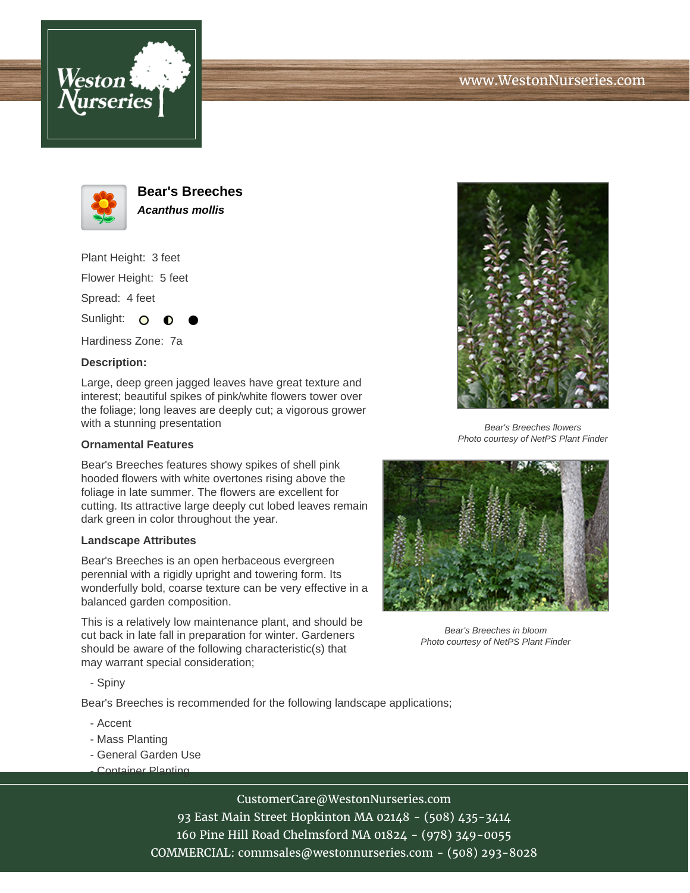# Bear's Breeches

***Acanthus mollis***

Plant Height: 3 feet

Flower Height: 5 feet

Spread: 4 feet

Sunlight: ○ ◐ ●

Hardiness Zone: 7a

**Description:**

Large, deep green jagged leaves have great texture and interest; beautiful spikes of pink/white flowers tower over the foliage; long leaves are deeply cut; a vigorous grower with a stunning presentation

### Ornamental Features

Bear's Breeches features showy spikes of shell pink hooded flowers with white overtones rising above the foliage in late summer. The flowers are excellent for cutting. Its attractive large deeply cut lobed leaves remain dark green in color throughout the year.

### Landscape Attributes

Bear's Breeches is an open herbaceous evergreen perennial with a rigidly upright and towering form. Its wonderfully bold, coarse texture can be very effective in a balanced garden composition.

This is a relatively low maintenance plant, and should be cut back in late fall in preparation for winter. Gardeners should be aware of the following characteristic(s) that may warrant special consideration;

- Spiny

Bear's Breeches is recommended for the following landscape applications;

- Accent
- Mass Planting
- General Garden Use
- Container Planting

*Bear's Breeches flowers*
*Photo courtesy of NetPS Plant Finder*

*Bear's Breeches in bloom*
*Photo courtesy of NetPS Plant Finder*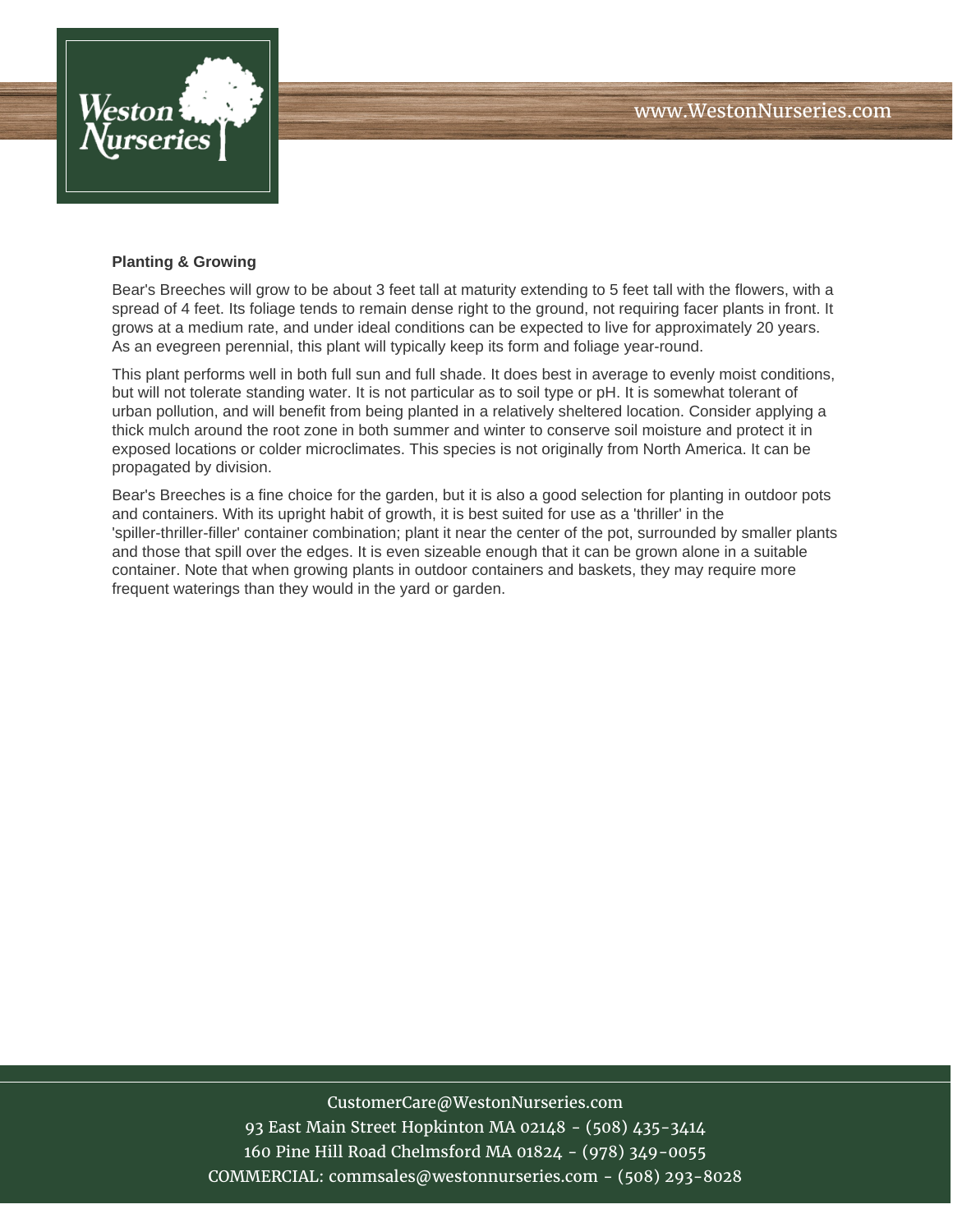**Planting & Growing**

Bear's Breeches will grow to be about 3 feet tall at maturity extending to 5 feet tall with the flowers, with a spread of 4 feet. Its foliage tends to remain dense right to the ground, not requiring facer plants in front. It grows at a medium rate, and under ideal conditions can be expected to live for approximately 20 years. As an evegreen perennial, this plant will typically keep its form and foliage year-round.

This plant performs well in both full sun and full shade. It does best in average to evenly moist conditions, but will not tolerate standing water. It is not particular as to soil type or pH. It is somewhat tolerant of urban pollution, and will benefit from being planted in a relatively sheltered location. Consider applying a thick mulch around the root zone in both summer and winter to conserve soil moisture and protect it in exposed locations or colder microclimates. This species is not originally from North America. It can be propagated by division.

Bear's Breeches is a fine choice for the garden, but it is also a good selection for planting in outdoor pots and containers. With its upright habit of growth, it is best suited for use as a 'thriller' in the 'spiller-thriller-filler' container combination; plant it near the center of the pot, surrounded by smaller plants and those that spill over the edges. It is even sizeable enough that it can be grown alone in a suitable container. Note that when growing plants in outdoor containers and baskets, they may require more frequent waterings than they would in the yard or garden.